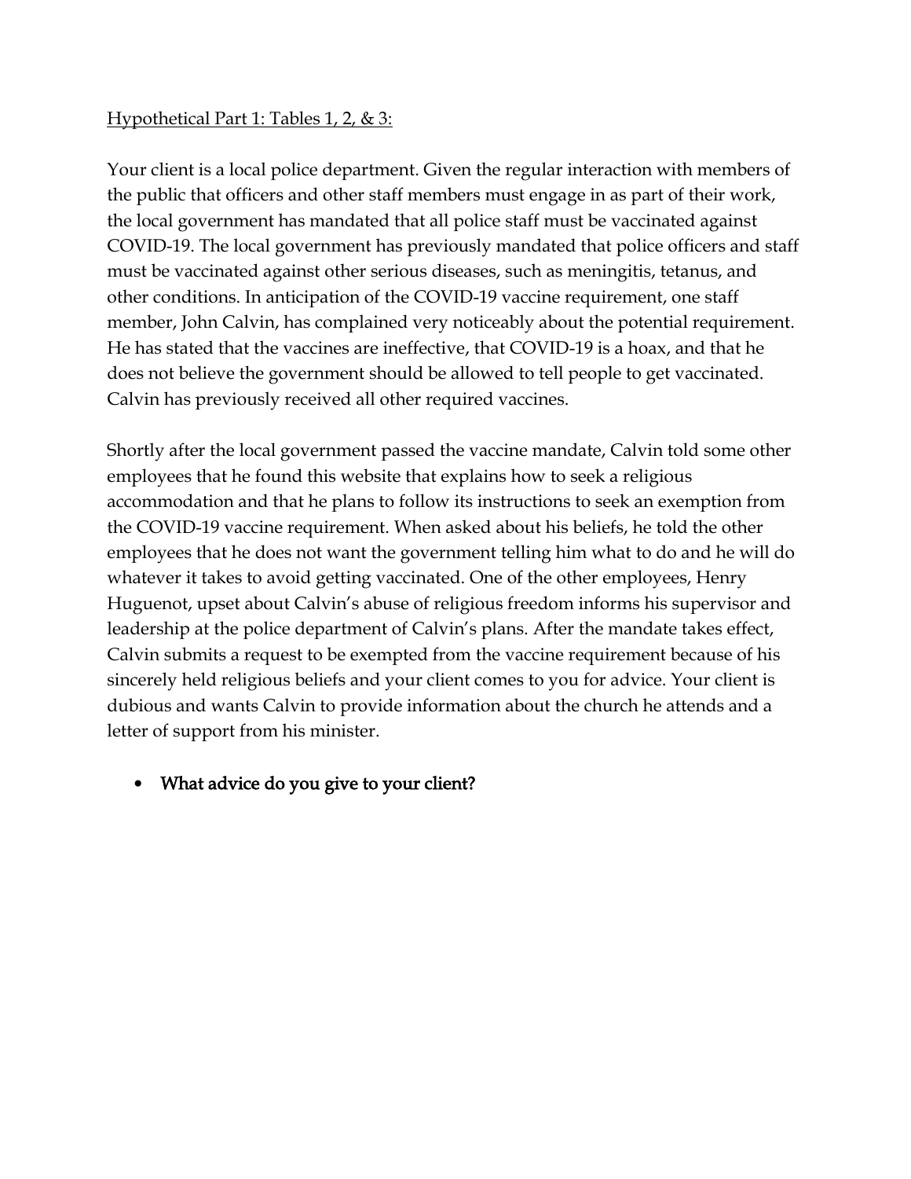<u>Hypothetical Part 1: Tables 1, 2, & 3:</u>

Your client is a local police department. Given the regular interaction with members of the public that officers and other staff members must engage in as part of their work, the local government has mandated that all police staff must be vaccinated against COVID-19. The local government has previously mandated that police officers and staff must be vaccinated against other serious diseases, such as meningitis, tetanus, and other conditions. In anticipation of the COVID-19 vaccine requirement, one staff member, John Calvin, has complained very noticeably about the potential requirement. He has stated that the vaccines are ineffective, that COVID-19 is a hoax, and that he does not believe the government should be allowed to tell people to get vaccinated. Calvin has previously received all other required vaccines.

Shortly after the local government passed the vaccine mandate, Calvin told some other employees that he found this website that explains how to seek a religious accommodation and that he plans to follow its instructions to seek an exemption from the COVID-19 vaccine requirement. When asked about his beliefs, he told the other employees that he does not want the government telling him what to do and he will do whatever it takes to avoid getting vaccinated. One of the other employees, Henry Huguenot, upset about Calvin's abuse of religious freedom informs his supervisor and leadership at the police department of Calvin's plans. After the mandate takes effect, Calvin submits a request to be exempted from the vaccine requirement because of his sincerely held religious beliefs and your client comes to you for advice. Your client is dubious and wants Calvin to provide information about the church he attends and a letter of support from his minister.

- **What advice do you give to your client?**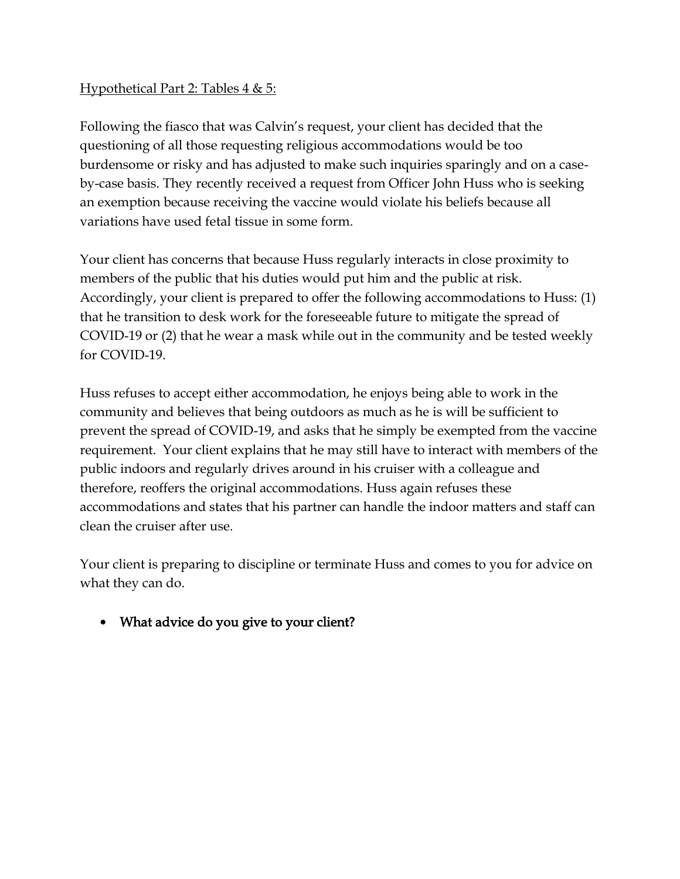<u>Hypothetical Part 2: Tables 4 & 5:</u>

Following the fiasco that was Calvin's request, your client has decided that the questioning of all those requesting religious accommodations would be too burdensome or risky and has adjusted to make such inquiries sparingly and on a case-by-case basis. They recently received a request from Officer John Huss who is seeking an exemption because receiving the vaccine would violate his beliefs because all variations have used fetal tissue in some form.

Your client has concerns that because Huss regularly interacts in close proximity to members of the public that his duties would put him and the public at risk. Accordingly, your client is prepared to offer the following accommodations to Huss: (1) that he transition to desk work for the foreseeable future to mitigate the spread of COVID-19 or (2) that he wear a mask while out in the community and be tested weekly for COVID-19.

Huss refuses to accept either accommodation, he enjoys being able to work in the community and believes that being outdoors as much as he is will be sufficient to prevent the spread of COVID-19, and asks that he simply be exempted from the vaccine requirement. Your client explains that he may still have to interact with members of the public indoors and regularly drives around in his cruiser with a colleague and therefore, reoffers the original accommodations. Huss again refuses these accommodations and states that his partner can handle the indoor matters and staff can clean the cruiser after use.

Your client is preparing to discipline or terminate Huss and comes to you for advice on what they can do.

- **What advice do you give to your client?**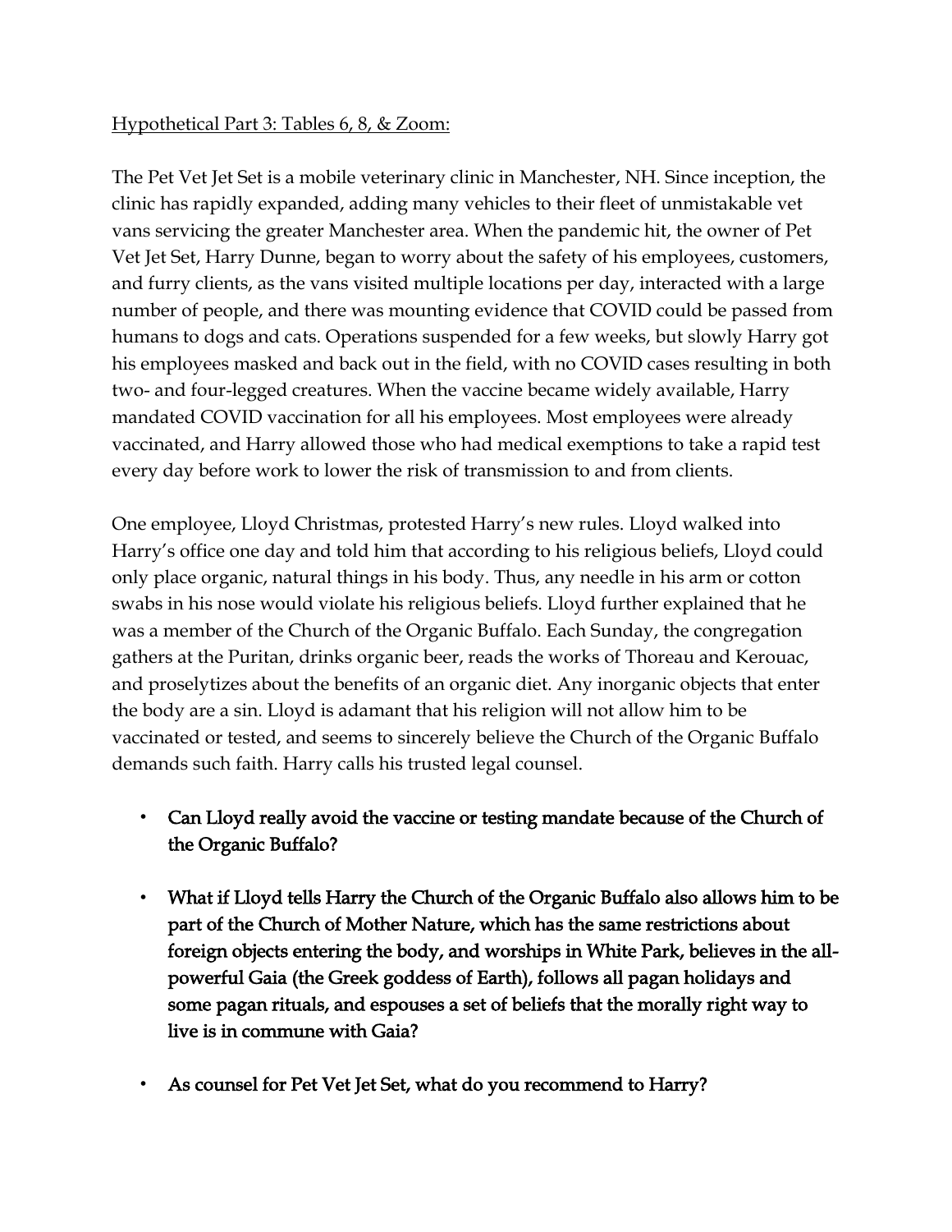Hypothetical Part 3: Tables 6, 8, & Zoom:

The Pet Vet Jet Set is a mobile veterinary clinic in Manchester, NH. Since inception, the clinic has rapidly expanded, adding many vehicles to their fleet of unmistakable vet vans servicing the greater Manchester area. When the pandemic hit, the owner of Pet Vet Jet Set, Harry Dunne, began to worry about the safety of his employees, customers, and furry clients, as the vans visited multiple locations per day, interacted with a large number of people, and there was mounting evidence that COVID could be passed from humans to dogs and cats. Operations suspended for a few weeks, but slowly Harry got his employees masked and back out in the field, with no COVID cases resulting in both two- and four-legged creatures. When the vaccine became widely available, Harry mandated COVID vaccination for all his employees. Most employees were already vaccinated, and Harry allowed those who had medical exemptions to take a rapid test every day before work to lower the risk of transmission to and from clients.

One employee, Lloyd Christmas, protested Harry's new rules. Lloyd walked into Harry's office one day and told him that according to his religious beliefs, Lloyd could only place organic, natural things in his body. Thus, any needle in his arm or cotton swabs in his nose would violate his religious beliefs. Lloyd further explained that he was a member of the Church of the Organic Buffalo. Each Sunday, the congregation gathers at the Puritan, drinks organic beer, reads the works of Thoreau and Kerouac, and proselytizes about the benefits of an organic diet. Any inorganic objects that enter the body are a sin. Lloyd is adamant that his religion will not allow him to be vaccinated or tested, and seems to sincerely believe the Church of the Organic Buffalo demands such faith. Harry calls his trusted legal counsel.

- **Can Lloyd really avoid the vaccine or testing mandate because of the Church of the Organic Buffalo?**
- **What if Lloyd tells Harry the Church of the Organic Buffalo also allows him to be part of the Church of Mother Nature, which has the same restrictions about foreign objects entering the body, and worships in White Park, believes in the all-powerful Gaia (the Greek goddess of Earth), follows all pagan holidays and some pagan rituals, and espouses a set of beliefs that the morally right way to live is in commune with Gaia?**
- **As counsel for Pet Vet Jet Set, what do you recommend to Harry?**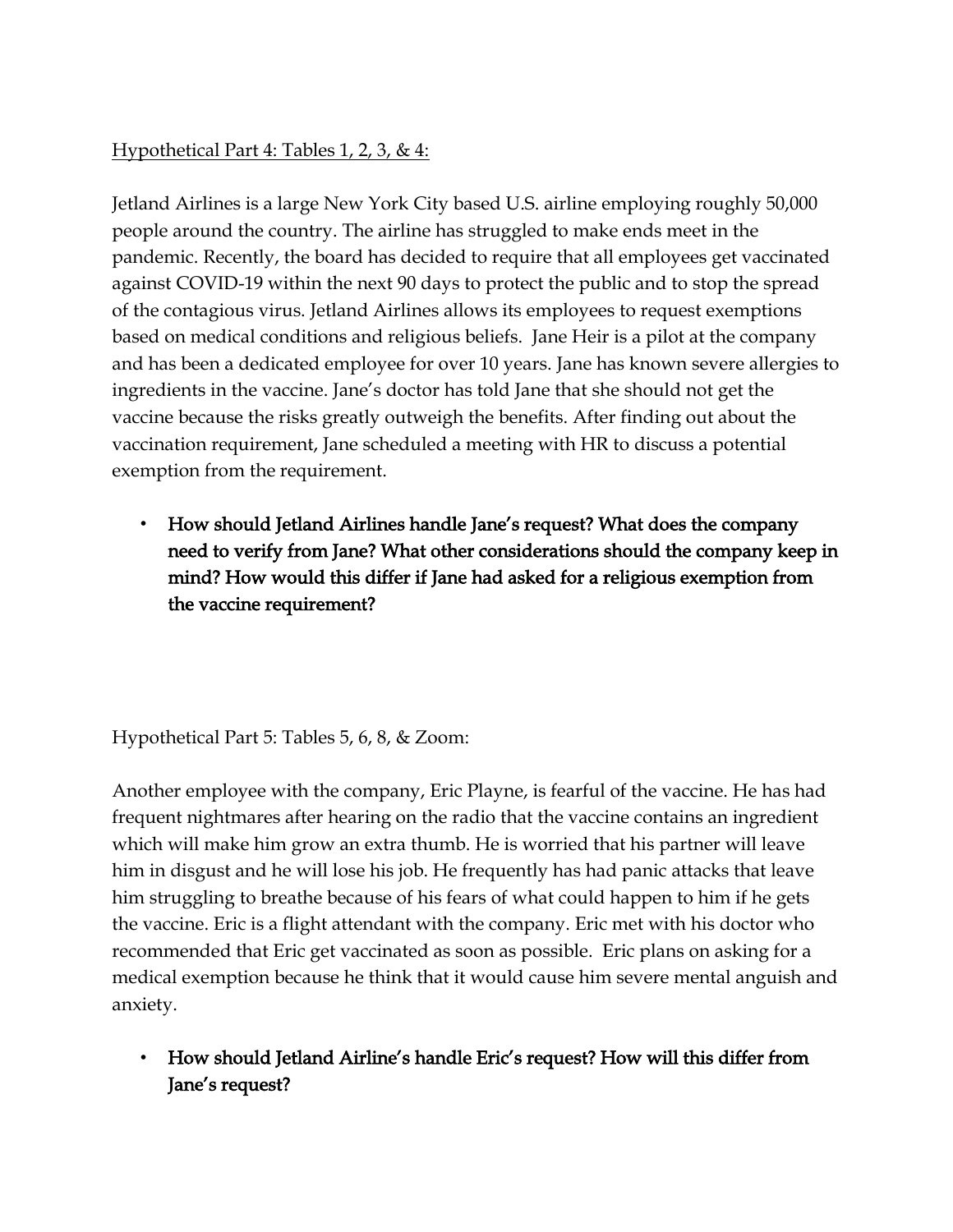Hypothetical Part 4: Tables 1, 2, 3, & 4:

Jetland Airlines is a large New York City based U.S. airline employing roughly 50,000 people around the country. The airline has struggled to make ends meet in the pandemic. Recently, the board has decided to require that all employees get vaccinated against COVID-19 within the next 90 days to protect the public and to stop the spread of the contagious virus. Jetland Airlines allows its employees to request exemptions based on medical conditions and religious beliefs. Jane Heir is a pilot at the company and has been a dedicated employee for over 10 years. Jane has known severe allergies to ingredients in the vaccine. Jane's doctor has told Jane that she should not get the vaccine because the risks greatly outweigh the benefits. After finding out about the vaccination requirement, Jane scheduled a meeting with HR to discuss a potential exemption from the requirement.

- **How should Jetland Airlines handle Jane's request? What does the company need to verify from Jane? What other considerations should the company keep in mind? How would this differ if Jane had asked for a religious exemption from the vaccine requirement?**

Hypothetical Part 5: Tables 5, 6, 8, & Zoom:

Another employee with the company, Eric Playne, is fearful of the vaccine. He has had frequent nightmares after hearing on the radio that the vaccine contains an ingredient which will make him grow an extra thumb. He is worried that his partner will leave him in disgust and he will lose his job. He frequently has had panic attacks that leave him struggling to breathe because of his fears of what could happen to him if he gets the vaccine. Eric is a flight attendant with the company. Eric met with his doctor who recommended that Eric get vaccinated as soon as possible. Eric plans on asking for a medical exemption because he think that it would cause him severe mental anguish and anxiety.

- **How should Jetland Airline's handle Eric's request? How will this differ from Jane's request?**